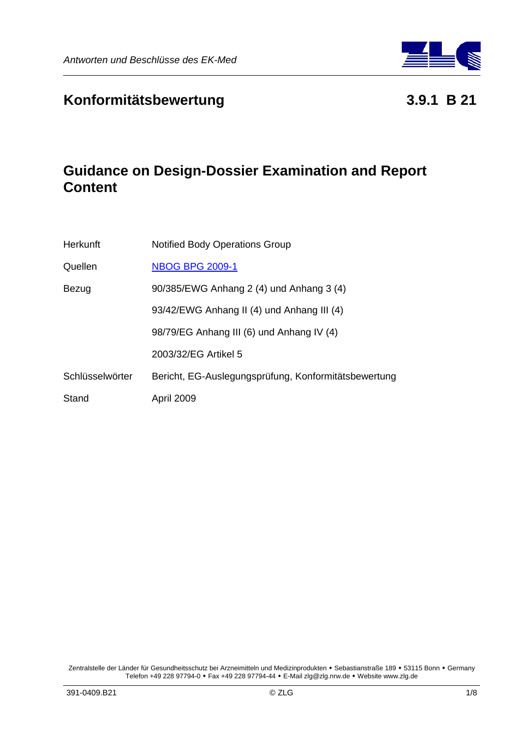# Konformitätsbewertung 3.9.1 B 21

## Guidance on Design-Dossier Examination and Report Content

| | |
|---|---|
| Herkunft | Notified Body Operations Group |
| Quellen | NBOG BPG 2009-1 |
| Bezug | 90/385/EWG Anhang 2 (4) und Anhang 3 (4) |
| | 93/42/EWG Anhang II (4) und Anhang III (4) |
| | 98/79/EG Anhang III (6) und Anhang IV (4) |
| | 2003/32/EG Artikel 5 |
| Schlüsselwörter | Bericht, EG-Auslegungsprüfung, Konformitätsbewertung |
| Stand | April 2009 |

Zentralstelle der Länder für Gesundheitsschutz bei Arzneimitteln und Medizinprodukten • Sebastianstraße 189 • 53115 Bonn • Germany
Telefon +49 228 97794-0 • Fax +49 228 97794-44 • E-Mail zlg@zlg.nrw.de • Website www.zlg.de

391-0409.B21 © ZLG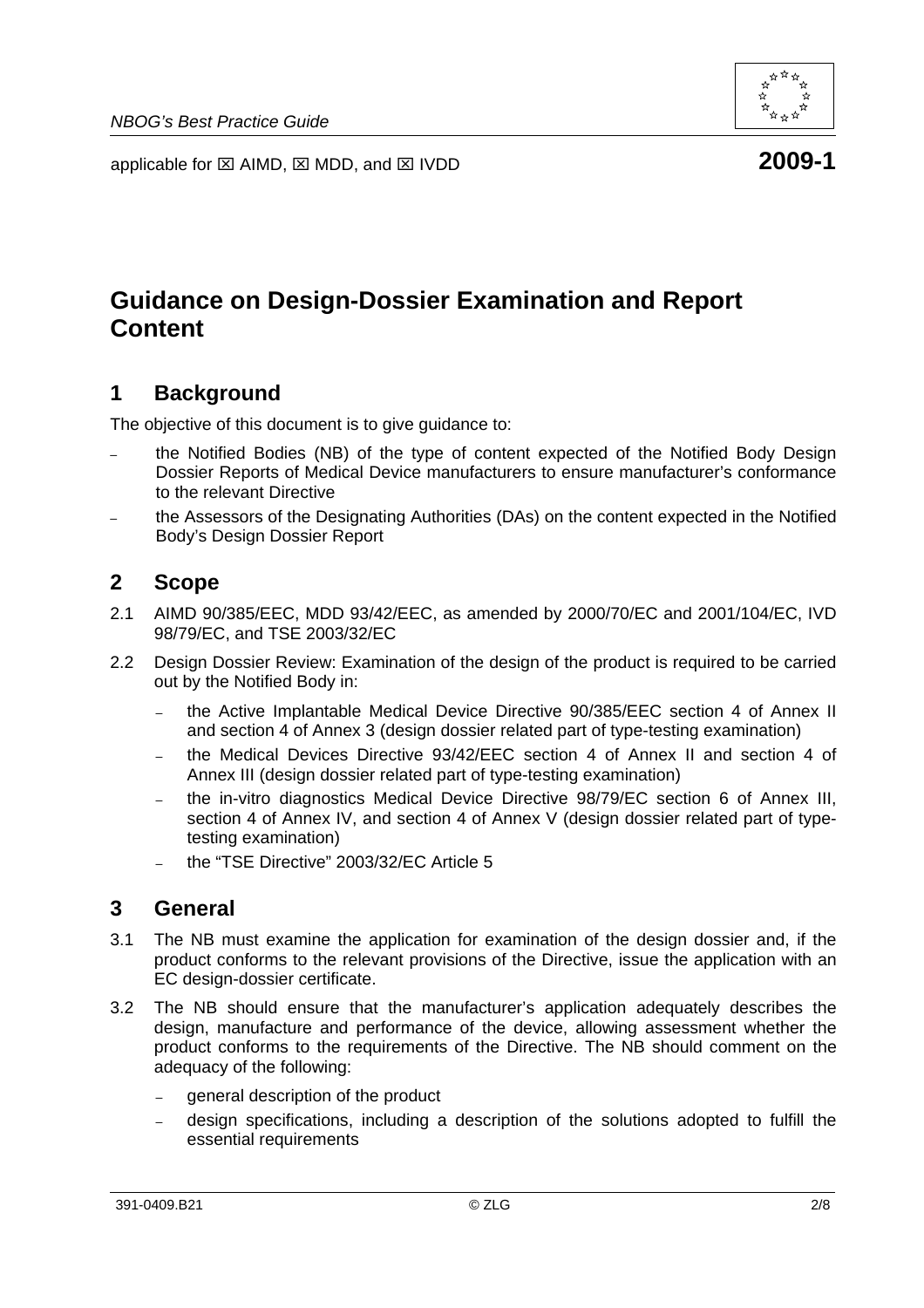applicable for ☒ AIMD, ☒ MDD, and ☒ IVDD **2009-1**

# Guidance on Design-Dossier Examination and Report Content

## 1 Background

The objective of this document is to give guidance to:

- the Notified Bodies (NB) of the type of content expected of the Notified Body Design Dossier Reports of Medical Device manufacturers to ensure manufacturer's conformance to the relevant Directive
- the Assessors of the Designating Authorities (DAs) on the content expected in the Notified Body's Design Dossier Report

## 2 Scope

2.1 AIMD 90/385/EEC, MDD 93/42/EEC, as amended by 2000/70/EC and 2001/104/EC, IVD 98/79/EC, and TSE 2003/32/EC

2.2 Design Dossier Review: Examination of the design of the product is required to be carried out by the Notified Body in:

- the Active Implantable Medical Device Directive 90/385/EEC section 4 of Annex II and section 4 of Annex 3 (design dossier related part of type-testing examination)
- the Medical Devices Directive 93/42/EEC section 4 of Annex II and section 4 of Annex III (design dossier related part of type-testing examination)
- the in-vitro diagnostics Medical Device Directive 98/79/EC section 6 of Annex III, section 4 of Annex IV, and section 4 of Annex V (design dossier related part of type-testing examination)
- the "TSE Directive" 2003/32/EC Article 5

## 3 General

3.1 The NB must examine the application for examination of the design dossier and, if the product conforms to the relevant provisions of the Directive, issue the application with an EC design-dossier certificate.

3.2 The NB should ensure that the manufacturer's application adequately describes the design, manufacture and performance of the device, allowing assessment whether the product conforms to the requirements of the Directive. The NB should comment on the adequacy of the following:

- general description of the product
- design specifications, including a description of the solutions adopted to fulfill the essential requirements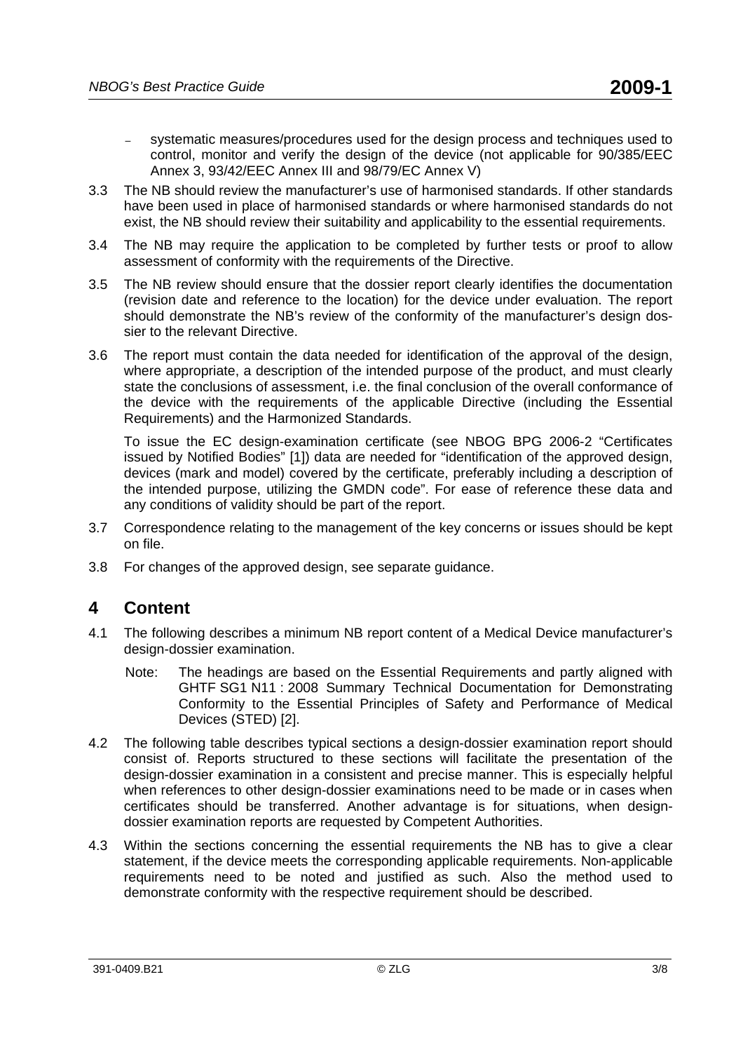- systematic measures/procedures used for the design process and techniques used to control, monitor and verify the design of the device (not applicable for 90/385/EEC Annex 3, 93/42/EEC Annex III and 98/79/EC Annex V)

3.3 The NB should review the manufacturer's use of harmonised standards. If other standards have been used in place of harmonised standards or where harmonised standards do not exist, the NB should review their suitability and applicability to the essential requirements.

3.4 The NB may require the application to be completed by further tests or proof to allow assessment of conformity with the requirements of the Directive.

3.5 The NB review should ensure that the dossier report clearly identifies the documentation (revision date and reference to the location) for the device under evaluation. The report should demonstrate the NB's review of the conformity of the manufacturer's design dossier to the relevant Directive.

3.6 The report must contain the data needed for identification of the approval of the design, where appropriate, a description of the intended purpose of the product, and must clearly state the conclusions of assessment, i.e. the final conclusion of the overall conformance of the device with the requirements of the applicable Directive (including the Essential Requirements) and the Harmonized Standards.

To issue the EC design-examination certificate (see NBOG BPG 2006-2 "Certificates issued by Notified Bodies" [1]) data are needed for "identification of the approved design, devices (mark and model) covered by the certificate, preferably including a description of the intended purpose, utilizing the GMDN code". For ease of reference these data and any conditions of validity should be part of the report.

3.7 Correspondence relating to the management of the key concerns or issues should be kept on file.

3.8 For changes of the approved design, see separate guidance.

# 4 Content

4.1 The following describes a minimum NB report content of a Medical Device manufacturer's design-dossier examination.

Note: The headings are based on the Essential Requirements and partly aligned with GHTF SG1 N11 : 2008 Summary Technical Documentation for Demonstrating Conformity to the Essential Principles of Safety and Performance of Medical Devices (STED) [2].

4.2 The following table describes typical sections a design-dossier examination report should consist of. Reports structured to these sections will facilitate the presentation of the design-dossier examination in a consistent and precise manner. This is especially helpful when references to other design-dossier examinations need to be made or in cases when certificates should be transferred. Another advantage is for situations, when design-dossier examination reports are requested by Competent Authorities.

4.3 Within the sections concerning the essential requirements the NB has to give a clear statement, if the device meets the corresponding applicable requirements. Non-applicable requirements need to be noted and justified as such. Also the method used to demonstrate conformity with the respective requirement should be described.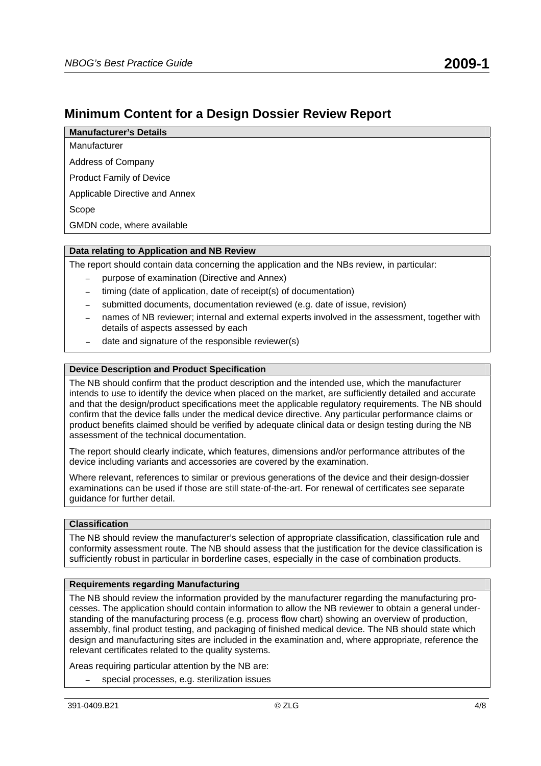## Minimum Content for a Design Dossier Review Report

**Manufacturer's Details**

Manufacturer

Address of Company

Product Family of Device

Applicable Directive and Annex

Scope

GMDN code, where available

**Data relating to Application and NB Review**

The report should contain data concerning the application and the NBs review, in particular:

- purpose of examination (Directive and Annex)
- timing (date of application, date of receipt(s) of documentation)
- submitted documents, documentation reviewed (e.g. date of issue, revision)
- names of NB reviewer; internal and external experts involved in the assessment, together with details of aspects assessed by each
- date and signature of the responsible reviewer(s)

**Device Description and Product Specification**

The NB should confirm that the product description and the intended use, which the manufacturer intends to use to identify the device when placed on the market, are sufficiently detailed and accurate and that the design/product specifications meet the applicable regulatory requirements. The NB should confirm that the device falls under the medical device directive. Any particular performance claims or product benefits claimed should be verified by adequate clinical data or design testing during the NB assessment of the technical documentation.

The report should clearly indicate, which features, dimensions and/or performance attributes of the device including variants and accessories are covered by the examination.

Where relevant, references to similar or previous generations of the device and their design-dossier examinations can be used if those are still state-of-the-art. For renewal of certificates see separate guidance for further detail.

**Classification**

The NB should review the manufacturer's selection of appropriate classification, classification rule and conformity assessment route. The NB should assess that the justification for the device classification is sufficiently robust in particular in borderline cases, especially in the case of combination products.

**Requirements regarding Manufacturing**

The NB should review the information provided by the manufacturer regarding the manufacturing processes. The application should contain information to allow the NB reviewer to obtain a general understanding of the manufacturing process (e.g. process flow chart) showing an overview of production, assembly, final product testing, and packaging of finished medical device. The NB should state which design and manufacturing sites are included in the examination and, where appropriate, reference the relevant certificates related to the quality systems.

Areas requiring particular attention by the NB are:

- special processes, e.g. sterilization issues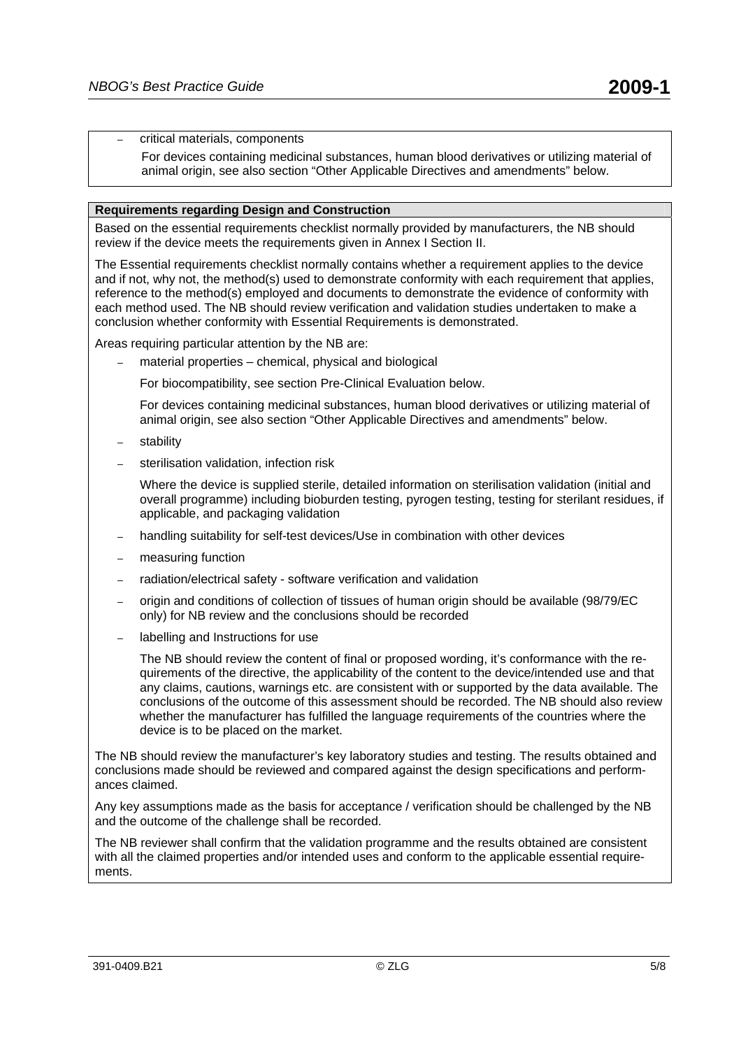- critical materials, components

  For devices containing medicinal substances, human blood derivatives or utilizing material of animal origin, see also section "Other Applicable Directives and amendments" below.

**Requirements regarding Design and Construction**

Based on the essential requirements checklist normally provided by manufacturers, the NB should review if the device meets the requirements given in Annex I Section II.

The Essential requirements checklist normally contains whether a requirement applies to the device and if not, why not, the method(s) used to demonstrate conformity with each requirement that applies, reference to the method(s) employed and documents to demonstrate the evidence of conformity with each method used. The NB should review verification and validation studies undertaken to make a conclusion whether conformity with Essential Requirements is demonstrated.

Areas requiring particular attention by the NB are:

- material properties – chemical, physical and biological

  For biocompatibility, see section Pre-Clinical Evaluation below.

  For devices containing medicinal substances, human blood derivatives or utilizing material of animal origin, see also section "Other Applicable Directives and amendments" below.

- stability
- sterilisation validation, infection risk

  Where the device is supplied sterile, detailed information on sterilisation validation (initial and overall programme) including bioburden testing, pyrogen testing, testing for sterilant residues, if applicable, and packaging validation

- handling suitability for self-test devices/Use in combination with other devices
- measuring function
- radiation/electrical safety - software verification and validation
- origin and conditions of collection of tissues of human origin should be available (98/79/EC only) for NB review and the conclusions should be recorded
- labelling and Instructions for use

  The NB should review the content of final or proposed wording, it's conformance with the requirements of the directive, the applicability of the content to the device/intended use and that any claims, cautions, warnings etc. are consistent with or supported by the data available. The conclusions of the outcome of this assessment should be recorded. The NB should also review whether the manufacturer has fulfilled the language requirements of the countries where the device is to be placed on the market.

The NB should review the manufacturer's key laboratory studies and testing. The results obtained and conclusions made should be reviewed and compared against the design specifications and performances claimed.

Any key assumptions made as the basis for acceptance / verification should be challenged by the NB and the outcome of the challenge shall be recorded.

The NB reviewer shall confirm that the validation programme and the results obtained are consistent with all the claimed properties and/or intended uses and conform to the applicable essential requirements.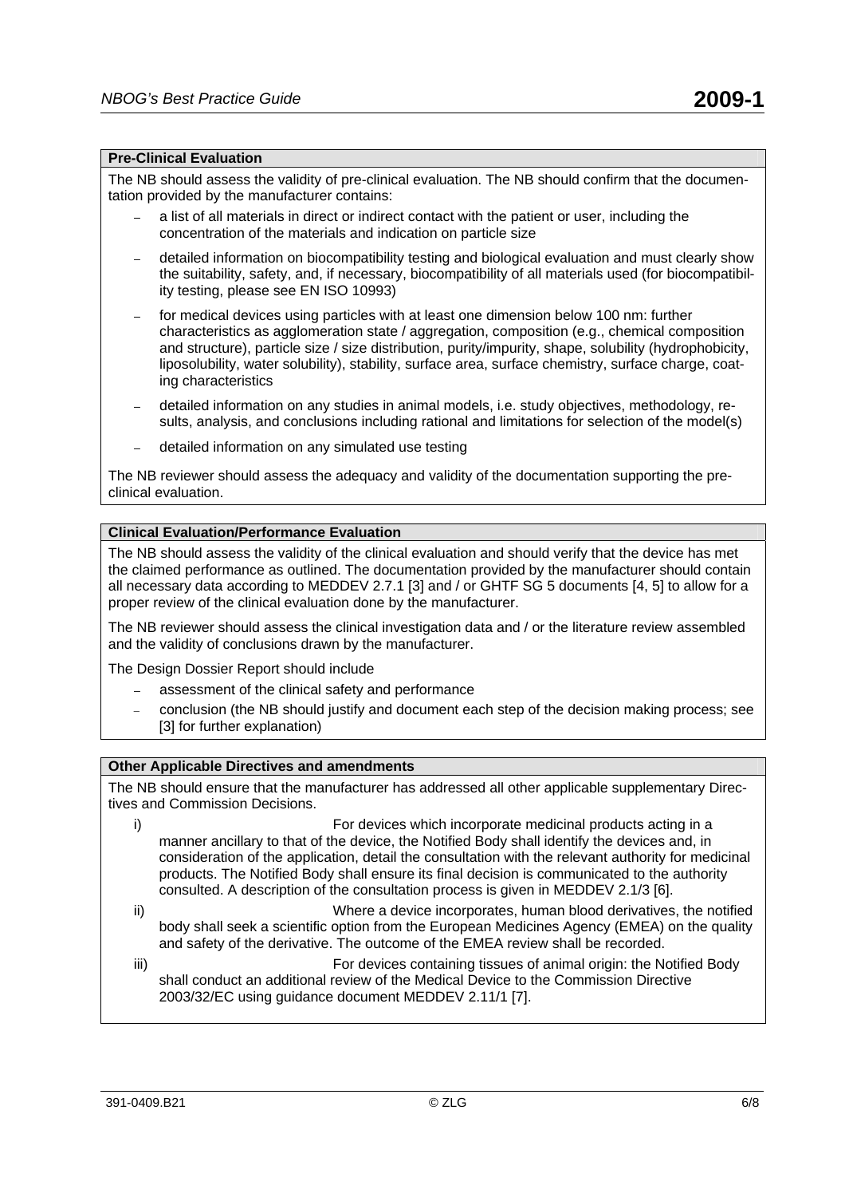### Pre-Clinical Evaluation

The NB should assess the validity of pre-clinical evaluation. The NB should confirm that the documentation provided by the manufacturer contains:

- a list of all materials in direct or indirect contact with the patient or user, including the concentration of the materials and indication on particle size
- detailed information on biocompatibility testing and biological evaluation and must clearly show the suitability, safety, and, if necessary, biocompatibility of all materials used (for biocompatibility testing, please see EN ISO 10993)
- for medical devices using particles with at least one dimension below 100 nm: further characteristics as agglomeration state / aggregation, composition (e.g., chemical composition and structure), particle size / size distribution, purity/impurity, shape, solubility (hydrophobicity, liposolubility, water solubility), stability, surface area, surface chemistry, surface charge, coating characteristics
- detailed information on any studies in animal models, i.e. study objectives, methodology, results, analysis, and conclusions including rational and limitations for selection of the model(s)
- detailed information on any simulated use testing

The NB reviewer should assess the adequacy and validity of the documentation supporting the pre-clinical evaluation.

### Clinical Evaluation/Performance Evaluation

The NB should assess the validity of the clinical evaluation and should verify that the device has met the claimed performance as outlined. The documentation provided by the manufacturer should contain all necessary data according to MEDDEV 2.7.1 [3] and / or GHTF SG 5 documents [4, 5] to allow for a proper review of the clinical evaluation done by the manufacturer.

The NB reviewer should assess the clinical investigation data and / or the literature review assembled and the validity of conclusions drawn by the manufacturer.

The Design Dossier Report should include

- assessment of the clinical safety and performance
- conclusion (the NB should justify and document each step of the decision making process; see [3] for further explanation)

### Other Applicable Directives and amendments

The NB should ensure that the manufacturer has addressed all other applicable supplementary Directives and Commission Decisions.

i) For devices which incorporate medicinal products acting in a manner ancillary to that of the device, the Notified Body shall identify the devices and, in consideration of the application, detail the consultation with the relevant authority for medicinal products. The Notified Body shall ensure its final decision is communicated to the authority consulted. A description of the consultation process is given in MEDDEV 2.1/3 [6].

ii) Where a device incorporates, human blood derivatives, the notified body shall seek a scientific option from the European Medicines Agency (EMEA) on the quality and safety of the derivative. The outcome of the EMEA review shall be recorded.

iii) For devices containing tissues of animal origin: the Notified Body shall conduct an additional review of the Medical Device to the Commission Directive 2003/32/EC using guidance document MEDDEV 2.11/1 [7].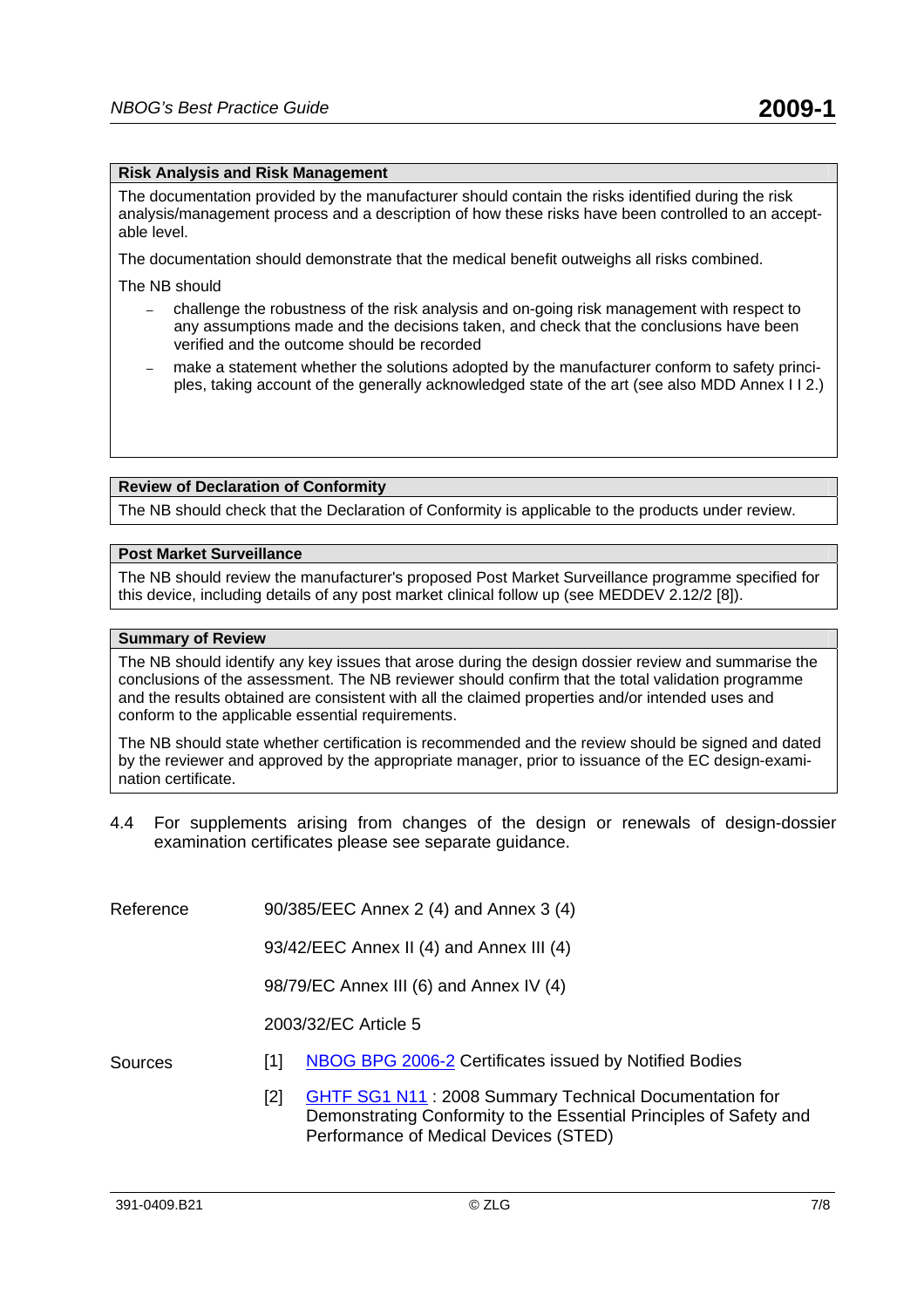**Risk Analysis and Risk Management**

The documentation provided by the manufacturer should contain the risks identified during the risk analysis/management process and a description of how these risks have been controlled to an acceptable level.

The documentation should demonstrate that the medical benefit outweighs all risks combined.

The NB should

- challenge the robustness of the risk analysis and on-going risk management with respect to any assumptions made and the decisions taken, and check that the conclusions have been verified and the outcome should be recorded
- make a statement whether the solutions adopted by the manufacturer conform to safety principles, taking account of the generally acknowledged state of the art (see also MDD Annex I I 2.)

**Review of Declaration of Conformity**

The NB should check that the Declaration of Conformity is applicable to the products under review.

**Post Market Surveillance**

The NB should review the manufacturer's proposed Post Market Surveillance programme specified for this device, including details of any post market clinical follow up (see MEDDEV 2.12/2 [8]).

**Summary of Review**

The NB should identify any key issues that arose during the design dossier review and summarise the conclusions of the assessment. The NB reviewer should confirm that the total validation programme and the results obtained are consistent with all the claimed properties and/or intended uses and conform to the applicable essential requirements.

The NB should state whether certification is recommended and the review should be signed and dated by the reviewer and approved by the appropriate manager, prior to issuance of the EC design-examination certificate.

4.4 For supplements arising from changes of the design or renewals of design-dossier examination certificates please see separate guidance.

Reference

90/385/EEC Annex 2 (4) and Annex 3 (4)

93/42/EEC Annex II (4) and Annex III (4)

98/79/EC Annex III (6) and Annex IV (4)

2003/32/EC Article 5

Sources

[1] NBOG BPG 2006-2 Certificates issued by Notified Bodies

[2] GHTF SG1 N11 : 2008 Summary Technical Documentation for Demonstrating Conformity to the Essential Principles of Safety and Performance of Medical Devices (STED)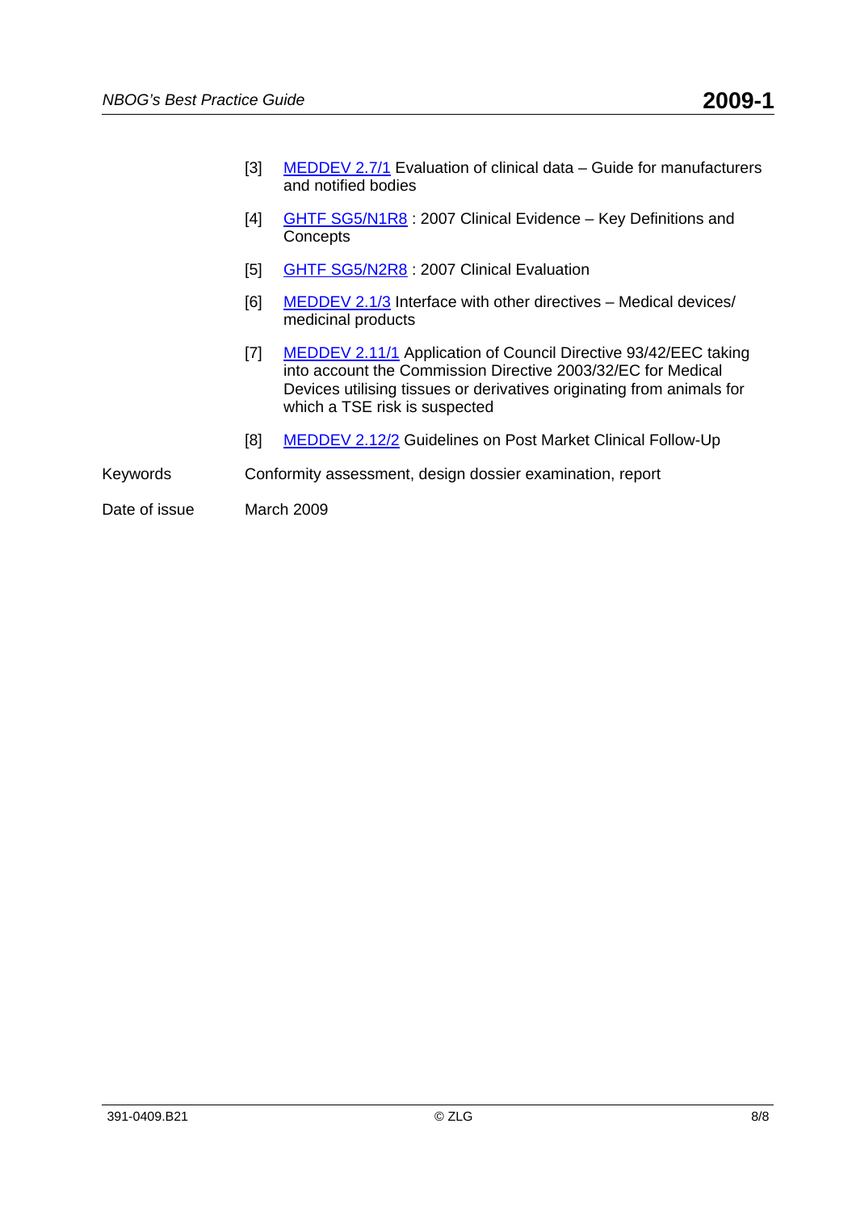[3] MEDDEV 2.7/1 Evaluation of clinical data – Guide for manufacturers and notified bodies

[4] GHTF SG5/N1R8 : 2007 Clinical Evidence – Key Definitions and Concepts

[5] GHTF SG5/N2R8 : 2007 Clinical Evaluation

[6] MEDDEV 2.1/3 Interface with other directives – Medical devices/ medicinal products

[7] MEDDEV 2.11/1 Application of Council Directive 93/42/EEC taking into account the Commission Directive 2003/32/EC for Medical Devices utilising tissues or derivatives originating from animals for which a TSE risk is suspected

[8] MEDDEV 2.12/2 Guidelines on Post Market Clinical Follow-Up

Keywords Conformity assessment, design dossier examination, report

Date of issue March 2009